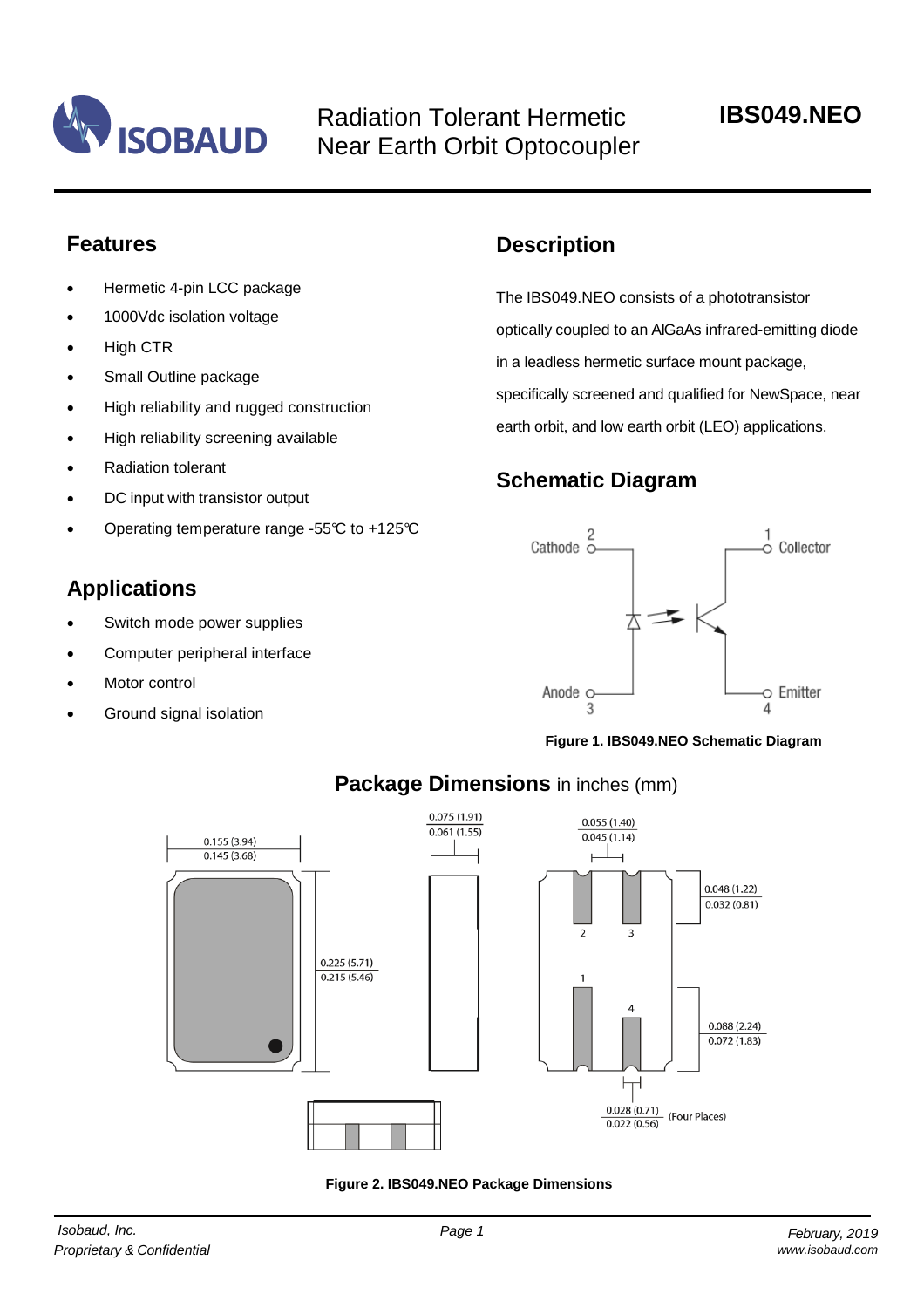# Radiation Tolerant Hermetic Near Earth Orbit Optocoupler

**IBS049.NEO**

## Features

- Hermetic 4-pin LCC package
- 1000Vdc isolation voltage
- High CTR
- Small Outline package
- High reliability and rugged construction
- High reliability screening available
- Radiation tolerant
- DC input with transistor output
- Operating temperature range -55℃ to +125℃

## Applications

- Switch mode power supplies
- Computer peripheral interface
- Motor control
- Ground signal isolation

## Description

The IBS049.NEO consists of a phototransistor optically coupled to an AlGaAs infrared-emitting diode in a leadless hermetic surface mount package, specifically screened and qualified for NewSpace, near earth orbit, and low earth orbit (LEO) applications.

## Schematic Diagram

**Figure 1. IBS049.NEO Schematic Diagram**

## Package Dimensions in inches (mm)

**Figure 2. IBS049.NEO Package Dimensions**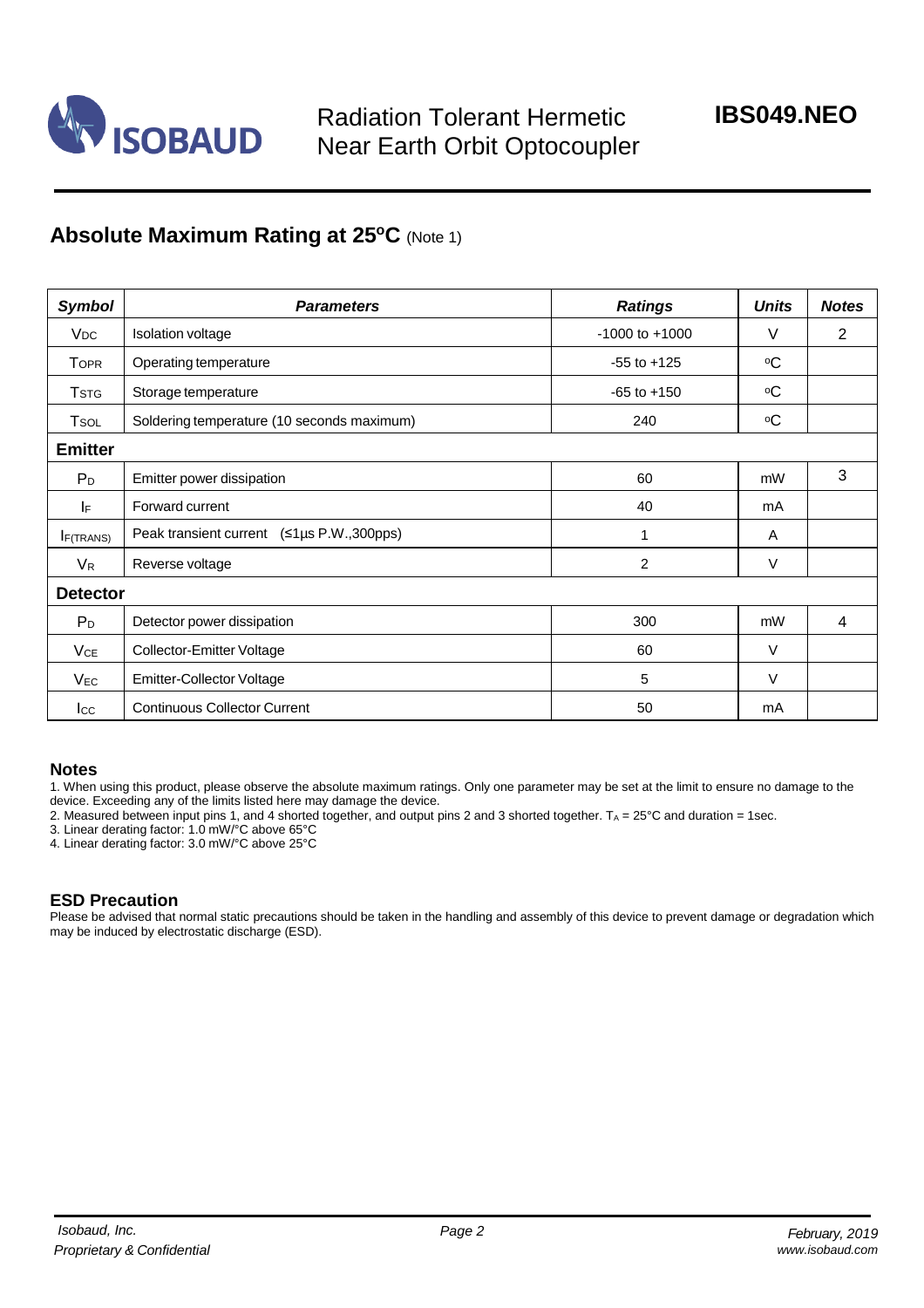## Absolute Maximum Rating at 25°C (Note 1)

| *Symbol* | *Parameters* | *Ratings* | *Units* | *Notes* |
|---|---|---|---|---|
| $V_{DC}$ | Isolation voltage | -1000 to +1000 | V | 2 |
| $T_{OPR}$ | Operating temperature | -55 to +125 | °C | |
| $T_{STG}$ | Storage temperature | -65 to +150 | °C | |
| $T_{SOL}$ | Soldering temperature (10 seconds maximum) | 240 | °C | |
| **Emitter** | | | | |
| $P_D$ | Emitter power dissipation | 60 | mW | 3 |
| $I_F$ | Forward current | 40 | mA | |
| $I_{F(TRANS)}$ | Peak transient current (≤1µs P.W.,300pps) | 1 | A | |
| $V_R$ | Reverse voltage | 2 | V | |
| **Detector** | | | | |
| $P_D$ | Detector power dissipation | 300 | mW | 4 |
| $V_{CE}$ | Collector-Emitter Voltage | 60 | V | |
| $V_{EC}$ | Emitter-Collector Voltage | 5 | V | |
| $I_{CC}$ | Continuous Collector Current | 50 | mA | |

### Notes

1. When using this product, please observe the absolute maximum ratings. Only one parameter may be set at the limit to ensure no damage to the device. Exceeding any of the limits listed here may damage the device.
2. Measured between input pins 1, and 4 shorted together, and output pins 2 and 3 shorted together. $T_A$ = 25°C and duration = 1sec.
3. Linear derating factor: 1.0 mW/°C above 65°C
4. Linear derating factor: 3.0 mW/°C above 25°C

### ESD Precaution

Please be advised that normal static precautions should be taken in the handling and assembly of this device to prevent damage or degradation which may be induced by electrostatic discharge (ESD).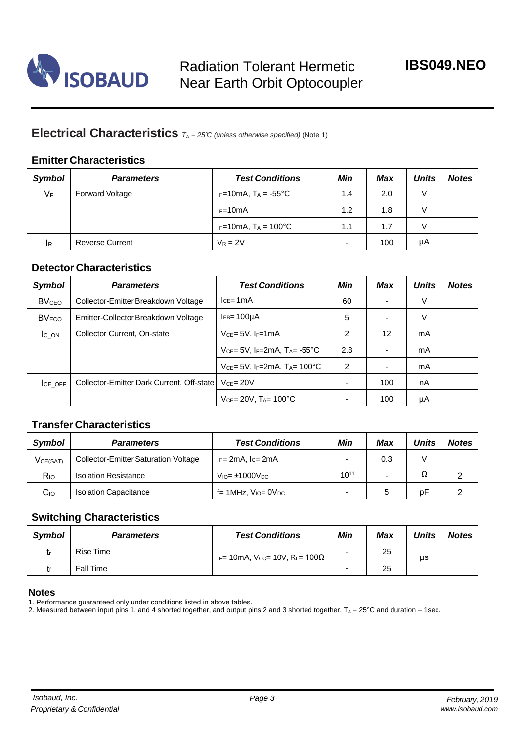## Electrical Characteristics *$T_A$ = 25℃ (unless otherwise specified)* (Note 1)

### Emitter Characteristics

| *Symbol* | *Parameters* | *Test Conditions* | *Min* | *Max* | *Units* | *Notes* |
|---|---|---|---|---|---|---|
| $V_F$ | Forward Voltage | $I_F$=10mA, $T_A$ = -55°C | 1.4 | 2.0 | V | |
| | | $I_F$=10mA | 1.2 | 1.8 | V | |
| | | $I_F$=10mA, $T_A$ = 100°C | 1.1 | 1.7 | V | |
| $I_R$ | Reverse Current | $V_R$ = 2V | - | 100 | µA | |

### Detector Characteristics

| *Symbol* | *Parameters* | *Test Conditions* | *Min* | *Max* | *Units* | *Notes* |
|---|---|---|---|---|---|---|
| $BV_{CEO}$ | Collector-Emitter Breakdown Voltage | $I_{CE}$= 1mA | 60 | - | V | |
| $BV_{ECO}$ | Emitter-Collector Breakdown Voltage | $I_{EB}$= 100µA | 5 | - | V | |
| $I_{C\_ON}$ | Collector Current, On-state | $V_{CE}$= 5V, $I_F$=1mA | 2 | 12 | mA | |
| | | $V_{CE}$= 5V, $I_F$=2mA, $T_A$= -55°C | 2.8 | - | mA | |
| | | $V_{CE}$= 5V, $I_F$=2mA, $T_A$= 100°C | 2 | - | mA | |
| $I_{CE\_OFF}$ | Collector-Emitter Dark Current, Off-state | $V_{CE}$= 20V | - | 100 | nA | |
| | | $V_{CE}$= 20V, $T_A$= 100°C | - | 100 | µA | |

### Transfer Characteristics

| *Symbol* | *Parameters* | *Test Conditions* | *Min* | *Max* | *Units* | *Notes* |
|---|---|---|---|---|---|---|
| $V_{CE(SAT)}$ | Collector-Emitter Saturation Voltage | $I_F$= 2mA, $I_C$= 2mA | - | 0.3 | V | |
| $R_{IO}$ | Isolation Resistance | $V_{IO}$= ±1000$V_{DC}$ | $10^{11}$ | - | Ω | 2 |
| $C_{IO}$ | Isolation Capacitance | f= 1MHz, $V_{IO}$= 0$V_{DC}$ | - | 5 | pF | 2 |

### Switching Characteristics

| *Symbol* | *Parameters* | *Test Conditions* | *Min* | *Max* | *Units* | *Notes* |
|---|---|---|---|---|---|---|
| $t_r$ | Rise Time | $I_F$= 10mA, $V_{CC}$= 10V, $R_L$= 100Ω | - | 25 | µs | |
| $t_f$ | Fall Time | | - | 25 | | |

### Notes

1. Performance guaranteed only under conditions listed in above tables.
2. Measured between input pins 1, and 4 shorted together, and output pins 2 and 3 shorted together. $T_A$ = 25°C and duration = 1sec.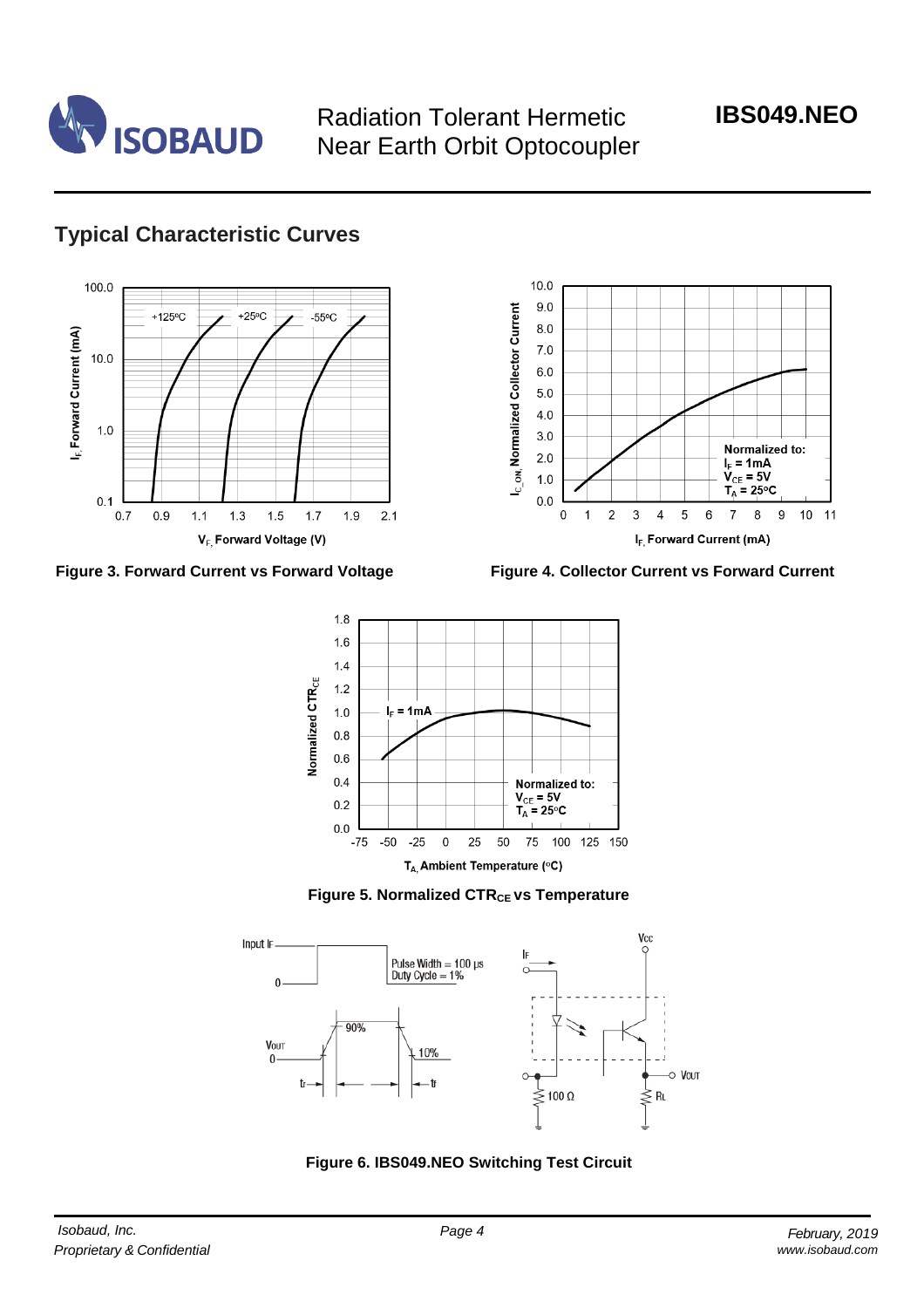## Typical Characteristic Curves

**Figure 3. Forward Current vs Forward Voltage**

**Figure 4. Collector Current vs Forward Current**

**Figure 5. Normalized $CTR_{CE}$ vs Temperature**

**Figure 6. IBS049.NEO Switching Test Circuit**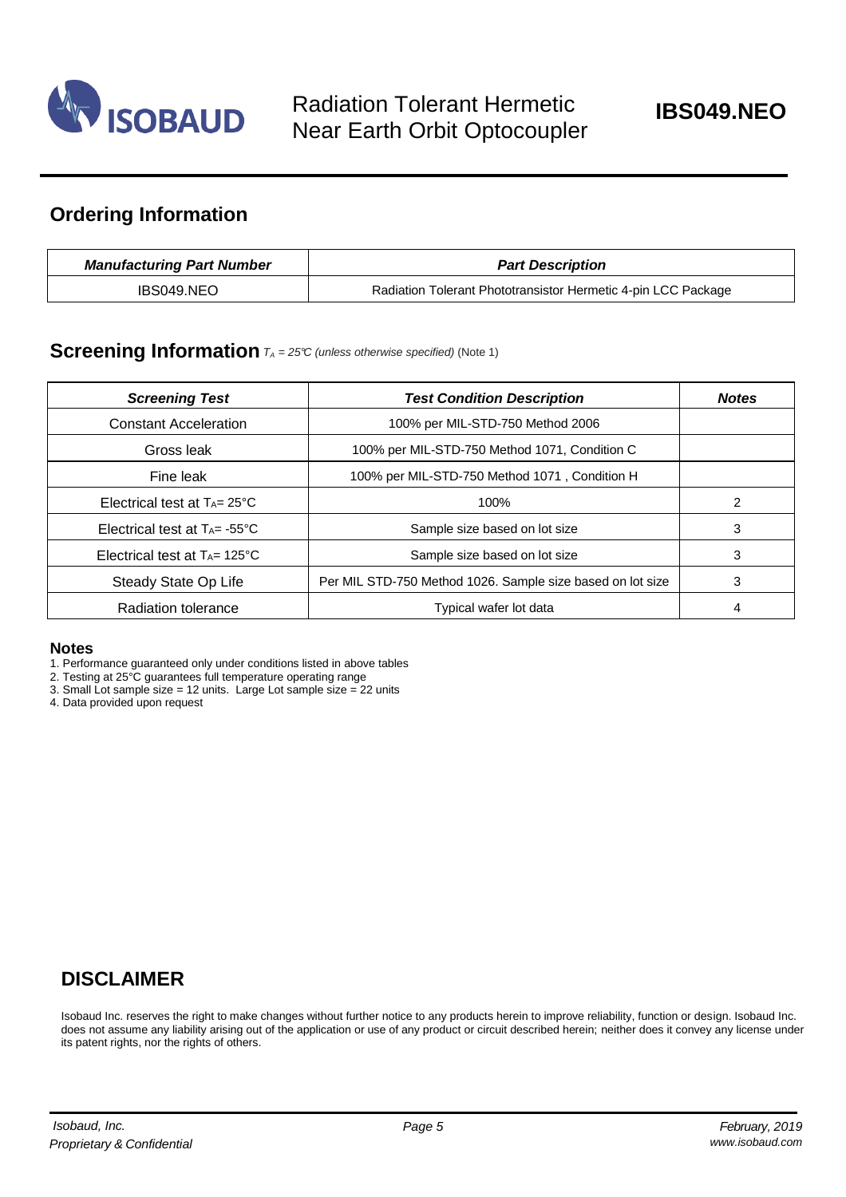## Ordering Information

| *Manufacturing Part Number* | *Part Description* |
|---|---|
| IBS049.NEO | Radiation Tolerant Phototransistor Hermetic 4-pin LCC Package |

## Screening Information *$T_A$ = 25℃ (unless otherwise specified)* (Note 1)

| *Screening Test* | *Test Condition Description* | *Notes* |
|---|---|---|
| Constant Acceleration | 100% per MIL-STD-750 Method 2006 | |
| Gross leak | 100% per MIL-STD-750 Method 1071, Condition C | |
| Fine leak | 100% per MIL-STD-750 Method 1071 , Condition H | |
| Electrical test at $T_A$= 25°C | 100% | 2 |
| Electrical test at $T_A$= -55°C | Sample size based on lot size | 3 |
| Electrical test at $T_A$= 125°C | Sample size based on lot size | 3 |
| Steady State Op Life | Per MIL STD-750 Method 1026. Sample size based on lot size | 3 |
| Radiation tolerance | Typical wafer lot data | 4 |

**Notes**

1. Performance guaranteed only under conditions listed in above tables
2. Testing at 25°C guarantees full temperature operating range
3. Small Lot sample size = 12 units. Large Lot sample size = 22 units
4. Data provided upon request

## DISCLAIMER

Isobaud Inc. reserves the right to make changes without further notice to any products herein to improve reliability, function or design. Isobaud Inc. does not assume any liability arising out of the application or use of any product or circuit described herein; neither does it convey any license under its patent rights, nor the rights of others.